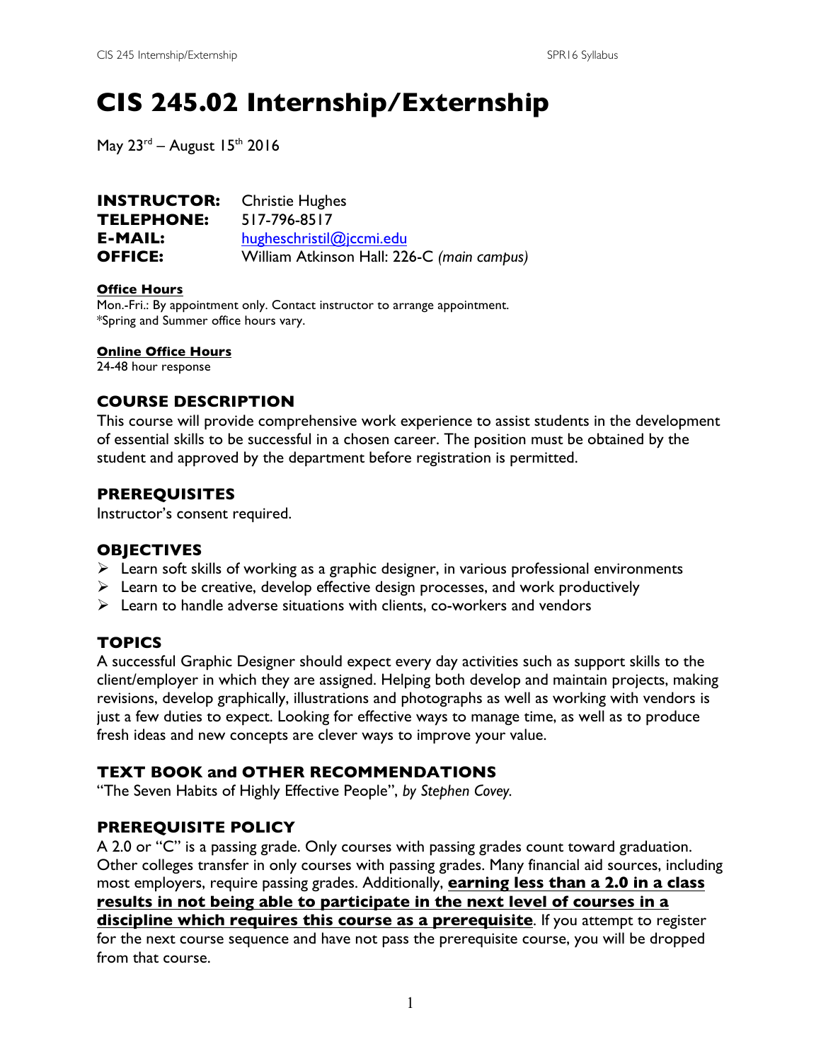# CIS 245.02 Internship/Externship

May 23rd – August 15th 2016

**INSTRUCTOR:** Christie Hughes
**TELEPHONE:** 517-796-8517
**E-MAIL:** hugheschristil@jccmi.edu
**OFFICE:** William Atkinson Hall: 226-C *(main campus)*

**Office Hours**
Mon.-Fri.: By appointment only. Contact instructor to arrange appointment.
*Spring and Summer office hours vary.

**Online Office Hours**
24-48 hour response

## COURSE DESCRIPTION

This course will provide comprehensive work experience to assist students in the development of essential skills to be successful in a chosen career. The position must be obtained by the student and approved by the department before registration is permitted.

## PREREQUISITES

Instructor's consent required.

## OBJECTIVES

- Learn soft skills of working as a graphic designer, in various professional environments
- Learn to be creative, develop effective design processes, and work productively
- Learn to handle adverse situations with clients, co-workers and vendors

## TOPICS

A successful Graphic Designer should expect every day activities such as support skills to the client/employer in which they are assigned. Helping both develop and maintain projects, making revisions, develop graphically, illustrations and photographs as well as working with vendors is just a few duties to expect. Looking for effective ways to manage time, as well as to produce fresh ideas and new concepts are clever ways to improve your value.

## TEXT BOOK and OTHER RECOMMENDATIONS

"The Seven Habits of Highly Effective People", *by Stephen Covey.*

## PREREQUISITE POLICY

A 2.0 or "C" is a passing grade. Only courses with passing grades count toward graduation. Other colleges transfer in only courses with passing grades. Many financial aid sources, including most employers, require passing grades. Additionally, **earning less than a 2.0 in a class results in not being able to participate in the next level of courses in a discipline which requires this course as a prerequisite**. If you attempt to register for the next course sequence and have not pass the prerequisite course, you will be dropped from that course.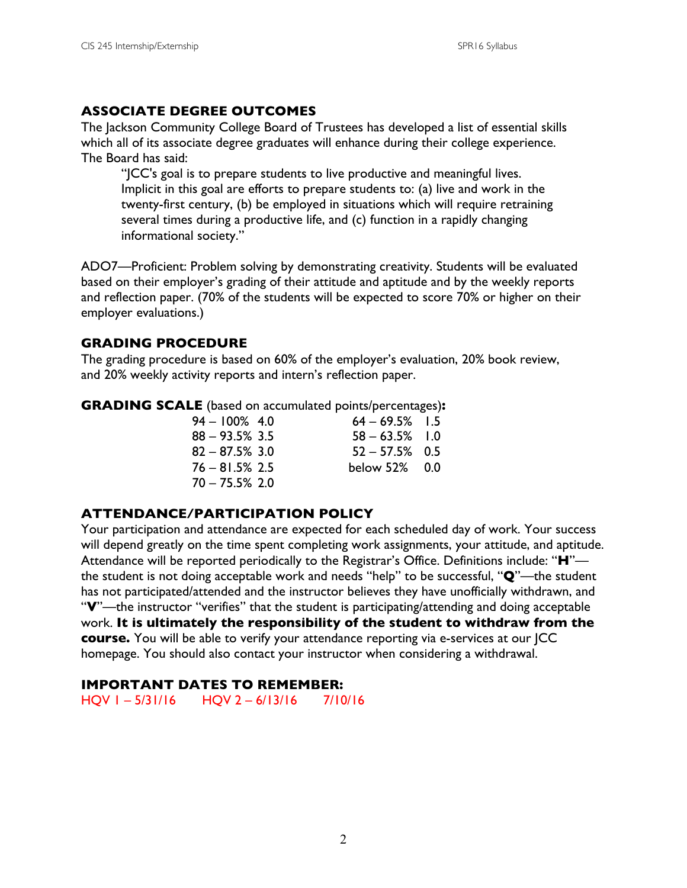## ASSOCIATE DEGREE OUTCOMES

The Jackson Community College Board of Trustees has developed a list of essential skills which all of its associate degree graduates will enhance during their college experience. The Board has said:

> "JCC's goal is to prepare students to live productive and meaningful lives. Implicit in this goal are efforts to prepare students to: (a) live and work in the twenty-first century, (b) be employed in situations which will require retraining several times during a productive life, and (c) function in a rapidly changing informational society."

ADO7—Proficient: Problem solving by demonstrating creativity. Students will be evaluated based on their employer's grading of their attitude and aptitude and by the weekly reports and reflection paper. (70% of the students will be expected to score 70% or higher on their employer evaluations.)

## GRADING PROCEDURE

The grading procedure is based on 60% of the employer's evaluation, 20% book review, and 20% weekly activity reports and intern's reflection paper.

**GRADING SCALE** (based on accumulated points/percentages)**:**

| Percentage | Grade | Percentage | Grade |
|---|---|---|---|
| 94 – 100% | 4.0 | 64 – 69.5% | 1.5 |
| 88 – 93.5% | 3.5 | 58 – 63.5% | 1.0 |
| 82 – 87.5% | 3.0 | 52 – 57.5% | 0.5 |
| 76 – 81.5% | 2.5 | below 52% | 0.0 |
| 70 – 75.5% | 2.0 | | |

## ATTENDANCE/PARTICIPATION POLICY

Your participation and attendance are expected for each scheduled day of work. Your success will depend greatly on the time spent completing work assignments, your attitude, and aptitude. Attendance will be reported periodically to the Registrar's Office. Definitions include: "**H**"—the student is not doing acceptable work and needs "help" to be successful, "**Q**"—the student has not participated/attended and the instructor believes they have unofficially withdrawn, and "**V**"—the instructor "verifies" that the student is participating/attending and doing acceptable work. **It is ultimately the responsibility of the student to withdraw from the course.** You will be able to verify your attendance reporting via e-services at our JCC homepage. You should also contact your instructor when considering a withdrawal.

## IMPORTANT DATES TO REMEMBER:

HQV 1 – 5/31/16 HQV 2 – 6/13/16 7/10/16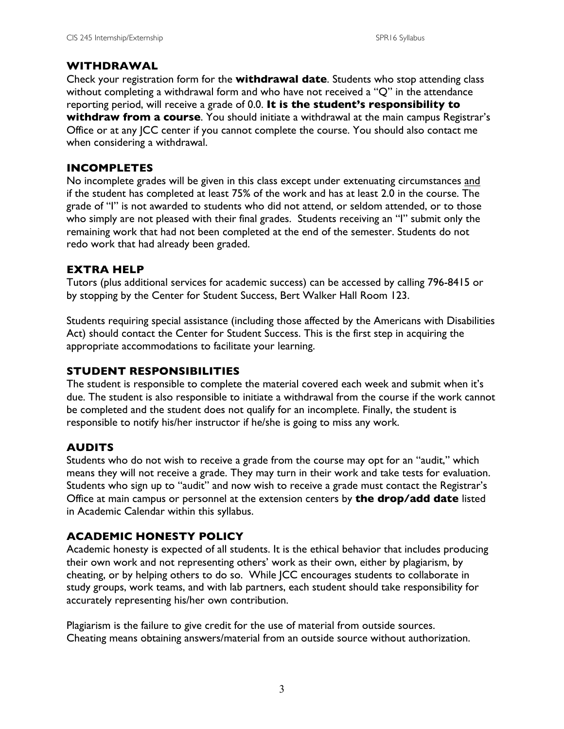## WITHDRAWAL

Check your registration form for the **withdrawal date**. Students who stop attending class without completing a withdrawal form and who have not received a "Q" in the attendance reporting period, will receive a grade of 0.0. **It is the student's responsibility to withdraw from a course**. You should initiate a withdrawal at the main campus Registrar's Office or at any JCC center if you cannot complete the course. You should also contact me when considering a withdrawal.

## INCOMPLETES

No incomplete grades will be given in this class except under extenuating circumstances and if the student has completed at least 75% of the work and has at least 2.0 in the course. The grade of "I" is not awarded to students who did not attend, or seldom attended, or to those who simply are not pleased with their final grades. Students receiving an "I" submit only the remaining work that had not been completed at the end of the semester. Students do not redo work that had already been graded.

## EXTRA HELP

Tutors (plus additional services for academic success) can be accessed by calling 796-8415 or by stopping by the Center for Student Success, Bert Walker Hall Room 123.

Students requiring special assistance (including those affected by the Americans with Disabilities Act) should contact the Center for Student Success. This is the first step in acquiring the appropriate accommodations to facilitate your learning.

## STUDENT RESPONSIBILITIES

The student is responsible to complete the material covered each week and submit when it's due. The student is also responsible to initiate a withdrawal from the course if the work cannot be completed and the student does not qualify for an incomplete. Finally, the student is responsible to notify his/her instructor if he/she is going to miss any work.

## AUDITS

Students who do not wish to receive a grade from the course may opt for an "audit," which means they will not receive a grade. They may turn in their work and take tests for evaluation. Students who sign up to "audit" and now wish to receive a grade must contact the Registrar's Office at main campus or personnel at the extension centers by **the drop/add date** listed in Academic Calendar within this syllabus.

## ACADEMIC HONESTY POLICY

Academic honesty is expected of all students. It is the ethical behavior that includes producing their own work and not representing others' work as their own, either by plagiarism, by cheating, or by helping others to do so. While JCC encourages students to collaborate in study groups, work teams, and with lab partners, each student should take responsibility for accurately representing his/her own contribution.

Plagiarism is the failure to give credit for the use of material from outside sources.
Cheating means obtaining answers/material from an outside source without authorization.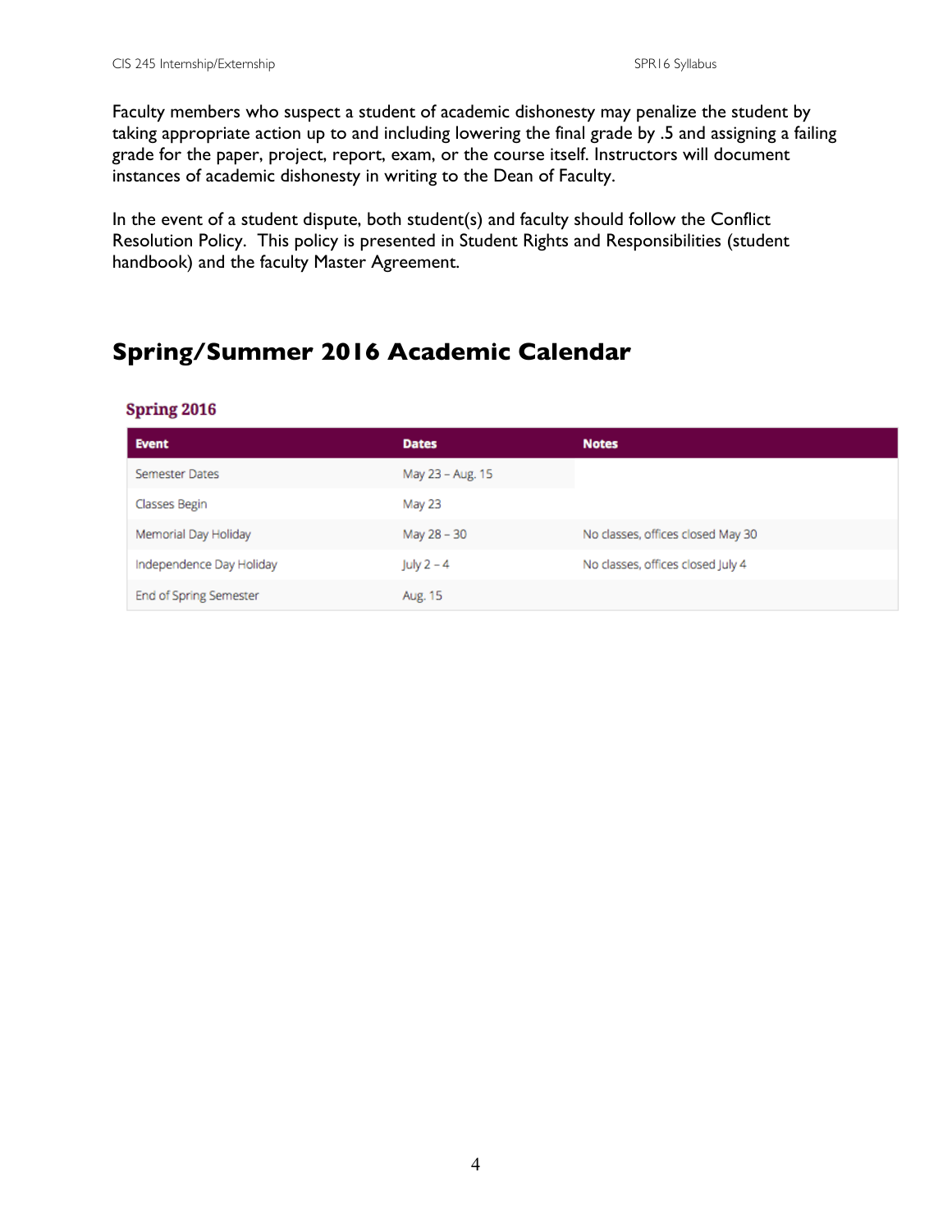Faculty members who suspect a student of academic dishonesty may penalize the student by taking appropriate action up to and including lowering the final grade by .5 and assigning a failing grade for the paper, project, report, exam, or the course itself. Instructors will document instances of academic dishonesty in writing to the Dean of Faculty.

In the event of a student dispute, both student(s) and faculty should follow the Conflict Resolution Policy. This policy is presented in Student Rights and Responsibilities (student handbook) and the faculty Master Agreement.

# Spring/Summer 2016 Academic Calendar

## Spring 2016

| Event | Dates | Notes |
| --- | --- | --- |
| Semester Dates | May 23 – Aug. 15 | |
| Classes Begin | May 23 | |
| Memorial Day Holiday | May 28 – 30 | No classes, offices closed May 30 |
| Independence Day Holiday | July 2 – 4 | No classes, offices closed July 4 |
| End of Spring Semester | Aug. 15 | |